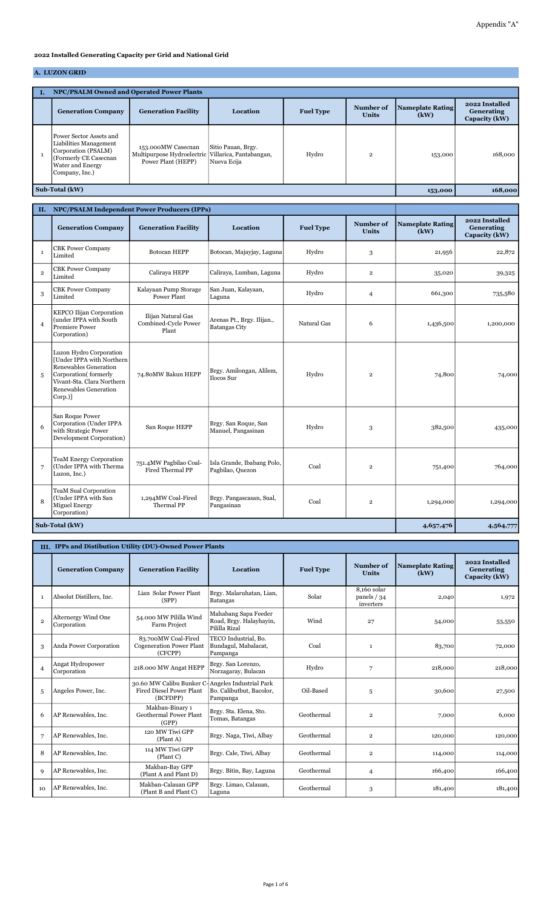Appendix "A"

**2022 Installed Generating Capacity per Grid and National Grid**

## A. LUZON GRID

### I. NPC/PSALM Owned and Operated Power Plants

| | Generation Company | Generation Facility | Location | Fuel Type | Number of Units | Nameplate Rating (kW) | 2022 Installed Generating Capacity (kW) |
|---|---|---|---|---|---|---|---|
| 1 | Power Sector Assets and Liabilities Management Corporation (PSALM) (Formerly CE Casecnan Water and Energy Company, Inc.) | 153.000MW Casecnan Multipurpose Hydroelectric Power Plant (HEPP) | Sitio Pauan, Brgy. Villarica, Pantabangan, Nueva Ecija | Hydro | 2 | 153,000 | 168,000 |
| **Sub-Total (kW)** | | | | | | **153,000** | **168,000** |

### II. NPC/PSALM Independent Power Producers (IPPs)

| | Generation Company | Generation Facility | Location | Fuel Type | Number of Units | Nameplate Rating (kW) | 2022 Installed Generating Capacity (kW) |
|---|---|---|---|---|---|---|---|
| 1 | CBK Power Company Limited | Botocan HEPP | Botocan, Majayjay, Laguna | Hydro | 3 | 21,956 | 22,872 |
| 2 | CBK Power Company Limited | Caliraya HEPP | Caliraya, Lumban, Laguna | Hydro | 2 | 35,020 | 39,325 |
| 3 | CBK Power Company Limited | Kalayaan Pump Storage Power Plant | San Juan, Kalayaan, Laguna | Hydro | 4 | 661,300 | 735,580 |
| 4 | KEPCO Ilijan Corporation (under IPPA with South Premiere Power Corporation) | Ilijan Natural Gas Combined-Cycle Power Plant | Arenas Pt., Brgy. Ilijan., Batangas City | Natural Gas | 6 | 1,436,500 | 1,200,000 |
| 5 | Luzon Hydro Corporation [Under IPPA with Northern Renewables Generation Corporation( formerly Vivant-Sta. Clara Northern Renewables Generation Corp.)] | 74.80MW Bakun HEPP | Brgy. Amilongan, Alilem, Ilocos Sur | Hydro | 2 | 74,800 | 74,000 |
| 6 | San Roque Power Corporation (Under IPPA with Strategic Power Development Corporation) | San Roque HEPP | Brgy. San Roque, San Manuel, Pangasinan | Hydro | 3 | 382,500 | 435,000 |
| 7 | TeaM Energy Corporation (Under IPPA with Therma Luzon, Inc.) | 751.4MW Pagbilao Coal-Fired Thermal PP | Isla Grande, Ibabang Polo, Pagbilao, Quezon | Coal | 2 | 751,400 | 764,000 |
| 8 | TeaM Sual Corporation (Under IPPA with San Miguel Energy Corporation) | 1,294MW Coal-Fired Thermal PP | Brgy. Pangascasan, Sual, Pangasinan | Coal | 2 | 1,294,000 | 1,294,000 |
| **Sub-Total (kW)** | | | | | | **4,657,476** | **4,564,777** |

### III. IPPs and Distibution Utility (DU)-Owned Power Plants

| | Generation Company | Generation Facility | Location | Fuel Type | Number of Units | Nameplate Rating (kW) | 2022 Installed Generating Capacity (kW) |
|---|---|---|---|---|---|---|---|
| 1 | Absolut Distillers, Inc. | Lian Solar Power Plant (SPP) | Brgy. Malaruhatan, Lian, Batangas | Solar | 8,160 solar panels / 34 inverters | 2,040 | 1,972 |
| 2 | Alternergy Wind One Corporation | 54.000 MW Pililla Wind Farm Project | Mahabang Sapa Feeder Road, Brgy. Halayhayin, Pililla Rizal | Wind | 27 | 54,000 | 53,550 |
| 3 | Anda Power Corporation | 83.700MW Coal-Fired Cogeneration Power Plant (CFCPP) | TECO Industrial, Bo. Bundagul, Mabalacat, Pampanga | Coal | 1 | 83,700 | 72,000 |
| 4 | Angat Hydropower Corporation | 218.000 MW Angat HEPP | Brgy. San Lorenzo, Norzagaray, Bulacan | Hydro | 7 | 218,000 | 218,000 |
| 5 | Angeles Power, Inc. | 30.60 MW Calibu Bunker C-Fired Diesel Power Plant (BCFDPP) | Angeles Industrial Park Bo. Calibutbut, Bacolor, Pampanga | Oil-Based | 5 | 30,600 | 27,500 |
| 6 | AP Renewables, Inc. | Makban-Binary 1 Geothermal Power Plant (GPP) | Brgy. Sta. Elena, Sto. Tomas, Batangas | Geothermal | 2 | 7,000 | 6,000 |
| 7 | AP Renewables, Inc. | 120 MW Tiwi GPP (Plant A) | Brgy. Naga, Tiwi, Albay | Geothermal | 2 | 120,000 | 120,000 |
| 8 | AP Renewables, Inc. | 114 MW Tiwi GPP (Plant C) | Brgy. Cale, Tiwi, Albay | Geothermal | 2 | 114,000 | 114,000 |
| 9 | AP Renewables, Inc. | Makban-Bay GPP (Plant A and Plant D) | Brgy. Bitin, Bay, Laguna | Geothermal | 4 | 166,400 | 166,400 |
| 10 | AP Renewables, Inc. | Makban-Calauan GPP (Plant B and Plant C) | Brgy. Limao, Calauan, Laguna | Geothermal | 3 | 181,400 | 181,400 |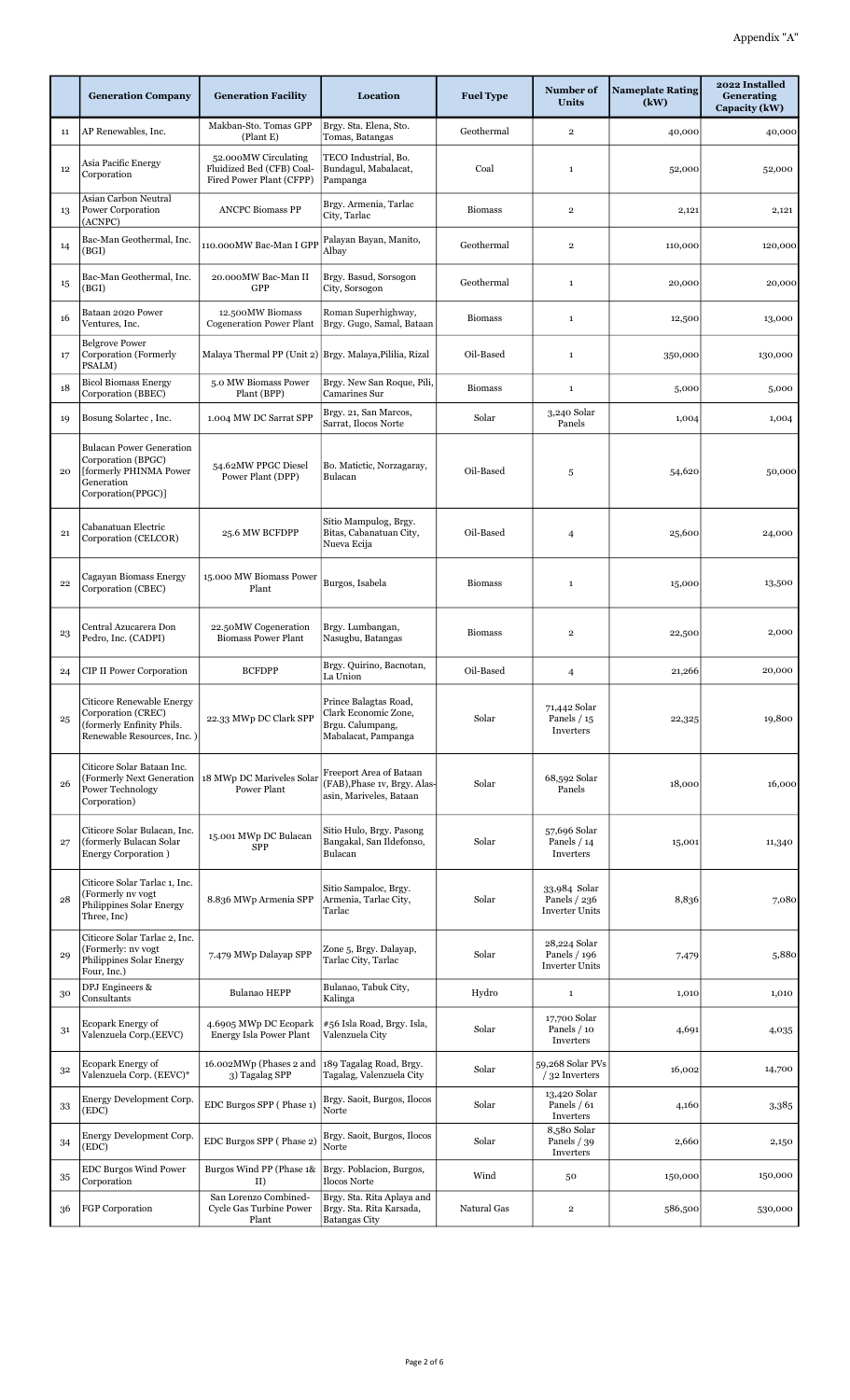Appendix "A"

| | Generation Company | Generation Facility | Location | Fuel Type | Number of Units | Nameplate Rating (kW) | 2022 Installed Generating Capacity (kW) |
|---|---|---|---|---|---|---|---|
| 11 | AP Renewables, Inc. | Makban-Sto. Tomas GPP (Plant E) | Brgy. Sta. Elena, Sto. Tomas, Batangas | Geothermal | 2 | 40,000 | 40,000 |
| 12 | Asia Pacific Energy Corporation | 52.000MW Circulating Fluidized Bed (CFB) Coal-Fired Power Plant (CFPP) | TECO Industrial, Bo. Bundagul, Mabalacat, Pampanga | Coal | 1 | 52,000 | 52,000 |
| 13 | Asian Carbon Neutral Power Corporation (ACNPC) | ANCPC Biomass PP | Brgy. Armenia, Tarlac City, Tarlac | Biomass | 2 | 2,121 | 2,121 |
| 14 | Bac-Man Geothermal, Inc. (BGI) | 110.000MW Bac-Man I GPP | Palayan Bayan, Manito, Albay | Geothermal | 2 | 110,000 | 120,000 |
| 15 | Bac-Man Geothermal, Inc. (BGI) | 20.000MW Bac-Man II GPP | Brgy. Basud, Sorsogon City, Sorsogon | Geothermal | 1 | 20,000 | 20,000 |
| 16 | Bataan 2020 Power Ventures, Inc. | 12.500MW Biomass Cogeneration Power Plant | Roman Superhighway, Brgy. Gugo, Samal, Bataan | Biomass | 1 | 12,500 | 13,000 |
| 17 | Belgrove Power Corporation (Formerly PSALM) | Malaya Thermal PP (Unit 2) | Brgy. Malaya,Pililia, Rizal | Oil-Based | 1 | 350,000 | 130,000 |
| 18 | Bicol Biomass Energy Corporation (BBEC) | 5.0 MW Biomass Power Plant (BPP) | Brgy. New San Roque, Pili, Camarines Sur | Biomass | 1 | 5,000 | 5,000 |
| 19 | Bosung Solartec , Inc. | 1.004 MW DC Sarrat SPP | Brgy. 21, San Marcos, Sarrat, Ilocos Norte | Solar | 3,240 Solar Panels | 1,004 | 1,004 |
| 20 | Bulacan Power Generation Corporation (BPGC) [formerly PHINMA Power Generation Corporation(PPGC)] | 54.62MW PPGC Diesel Power Plant (DPP) | Bo. Matictic, Norzagaray, Bulacan | Oil-Based | 5 | 54,620 | 50,000 |
| 21 | Cabanatuan Electric Corporation (CELCOR) | 25.6 MW BCFDPP | Sitio Mampulog, Brgy. Bitas, Cabanatuan City, Nueva Ecija | Oil-Based | 4 | 25,600 | 24,000 |
| 22 | Cagayan Biomass Energy Corporation (CBEC) | 15.000 MW Biomass Power Plant | Burgos, Isabela | Biomass | 1 | 15,000 | 13,500 |
| 23 | Central Azucarera Don Pedro, Inc. (CADPI) | 22.50MW Cogeneration Biomass Power Plant | Brgy. Lumbangan, Nasugbu, Batangas | Biomass | 2 | 22,500 | 2,000 |
| 24 | CIP II Power Corporation | BCFDPP | Brgy. Quirino, Bacnotan, La Union | Oil-Based | 4 | 21,266 | 20,000 |
| 25 | Citicore Renewable Energy Corporation (CREC) (formerly Enfinity Phils. Renewable Resources, Inc. ) | 22.33 MWp DC Clark SPP | Prince Balagtas Road, Clark Economic Zone, Brgu. Calumpang, Mabalacat, Pampanga | Solar | 71,442 Solar Panels / 15 Inverters | 22,325 | 19,800 |
| 26 | Citicore Solar Bataan Inc. (Formerly Next Generation Power Technology Corporation) | 18 MWp DC Mariveles Solar Power Plant | Freeport Area of Bataan (FAB),Phase 1v, Brgy. Alas-asin, Mariveles, Bataan | Solar | 68,592 Solar Panels | 18,000 | 16,000 |
| 27 | Citicore Solar Bulacan, Inc. (formerly Bulacan Solar Energy Corporation ) | 15.001 MWp DC Bulacan SPP | Sitio Hulo, Brgy. Pasong Bangkal, San Ildefonso, Bulacan | Solar | 57,696 Solar Panels / 14 Inverters | 15,001 | 11,340 |
| 28 | Citicore Solar Tarlac 1, Inc. (Formerly nv vogt Philippines Solar Energy Three, Inc) | 8.836 MWp Armenia SPP | Sitio Sampaloc, Brgy. Armenia, Tarlac City, Tarlac | Solar | 33,984 Solar Panels / 236 Inverter Units | 8,836 | 7,080 |
| 29 | Citicore Solar Tarlac 2, Inc. (Formerly: nv vogt Philippines Solar Energy Four, Inc.) | 7.479 MWp Dalayap SPP | Zone 5, Brgy. Dalayap, Tarlac City, Tarlac | Solar | 28,224 Solar Panels / 196 Inverter Units | 7,479 | 5,880 |
| 30 | DPJ Engineers & Consultants | Bulanao HEPP | Bulanao, Tabuk City, Kalinga | Hydro | 1 | 1,010 | 1,010 |
| 31 | Ecopark Energy of Valenzuela Corp.(EEVC) | 4.6905 MWp DC Ecopark Energy Isla Power Plant | #56 Isla Road, Brgy. Isla, Valenzuela City | Solar | 17,700 Solar Panels / 10 Inverters | 4,691 | 4,035 |
| 32 | Ecopark Energy of Valenzuela Corp. (EEVC)* | 16.002MWp (Phases 2 and 3) Tagalag SPP | 189 Tagalag Road, Brgy. Tagalag, Valenzuela City | Solar | 59,268 Solar PVs / 32 Inverters | 16,002 | 14,700 |
| 33 | Energy Development Corp. (EDC) | EDC Burgos SPP ( Phase 1) | Brgy. Saoit, Burgos, Ilocos Norte | Solar | 13,420 Solar Panels / 61 Inverters | 4,160 | 3,385 |
| 34 | Energy Development Corp. (EDC) | EDC Burgos SPP ( Phase 2) | Brgy. Saoit, Burgos, Ilocos Norte | Solar | 8,580 Solar Panels / 39 Inverters | 2,660 | 2,150 |
| 35 | EDC Burgos Wind Power Corporation | Burgos Wind PP (Phase 1& II) | Brgy. Poblacion, Burgos, Ilocos Norte | Wind | 50 | 150,000 | 150,000 |
| 36 | FGP Corporation | San Lorenzo Combined-Cycle Gas Turbine Power Plant | Brgy. Sta. Rita Aplaya and Brgy. Sta. Rita Karsada, Batangas City | Natural Gas | 2 | 586,500 | 530,000 |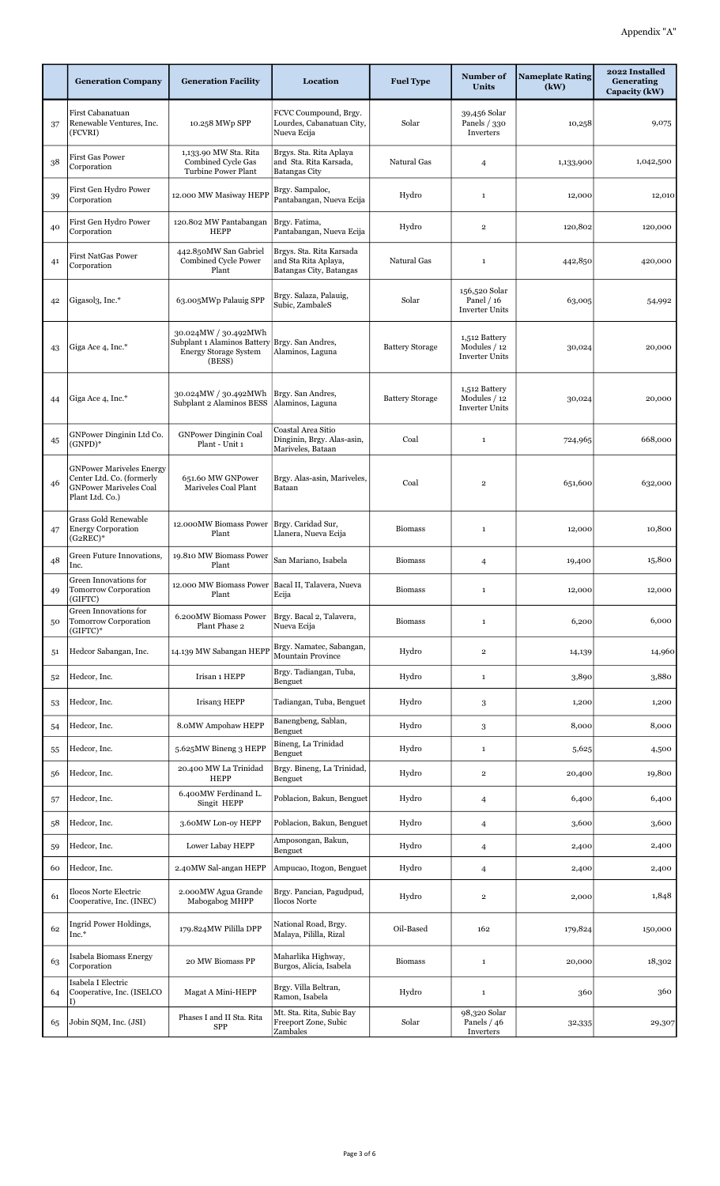Appendix "A"

| | Generation Company | Generation Facility | Location | Fuel Type | Number of Units | Nameplate Rating (kW) | 2022 Installed Generating Capacity (kW) |
|---|---|---|---|---|---|---|---|
| 37 | First Cabanatuan Renewable Ventures, Inc. (FCVRI) | 10.258 MWp SPP | FCVC Coumpound, Brgy. Lourdes, Cabanatuan City, Nueva Ecija | Solar | 39,456 Solar Panels / 330 Inverters | 10,258 | 9,075 |
| 38 | First Gas Power Corporation | 1,133.90 MW Sta. Rita Combined Cycle Gas Turbine Power Plant | Brgys. Sta. Rita Aplaya and Sta. Rita Karsada, Batangas City | Natural Gas | 4 | 1,133,900 | 1,042,500 |
| 39 | First Gen Hydro Power Corporation | 12.000 MW Masiway HEPP | Brgy. Sampaloc, Pantabangan, Nueva Ecija | Hydro | 1 | 12,000 | 12,010 |
| 40 | First Gen Hydro Power Corporation | 120.802 MW Pantabangan HEPP | Brgy. Fatima, Pantabangan, Nueva Ecija | Hydro | 2 | 120,802 | 120,000 |
| 41 | First NatGas Power Corporation | 442.850MW San Gabriel Combined Cycle Power Plant | Brgys. Sta. Rita Karsada and Sta Rita Aplaya, Batangas City, Batangas | Natural Gas | 1 | 442,850 | 420,000 |
| 42 | Gigasol3, Inc.* | 63.005MWp Palauig SPP | Brgy. Salaza, Palauig, Subic, ZambaleS | Solar | 156,520 Solar Panel / 16 Inverter Units | 63,005 | 54,992 |
| 43 | Giga Ace 4, Inc.* | 30.024MW / 30.492MWh Subplant 1 Alaminos Battery Energy Storage System (BESS) | Brgy. San Andres, Alaminos, Laguna | Battery Storage | 1,512 Battery Modules / 12 Inverter Units | 30,024 | 20,000 |
| 44 | Giga Ace 4, Inc.* | 30.024MW / 30.492MWh Subplant 2 Alaminos BESS | Brgy. San Andres, Alaminos, Laguna | Battery Storage | 1,512 Battery Modules / 12 Inverter Units | 30,024 | 20,000 |
| 45 | GNPower Dinginin Ltd Co. (GNPD)* | GNPower Dinginin Coal Plant - Unit 1 | Coastal Area Sitio Dinginin, Brgy. Alas-asin, Mariveles, Bataan | Coal | 1 | 724,965 | 668,000 |
| 46 | GNPower Mariveles Energy Center Ltd. Co. (formerly GNPower Mariveles Coal Plant Ltd. Co.) | 651.60 MW GNPower Mariveles Coal Plant | Brgy. Alas-asin, Mariveles, Bataan | Coal | 2 | 651,600 | 632,000 |
| 47 | Grass Gold Renewable Energy Corporation (G2REC)* | 12.000MW Biomass Power Plant | Brgy. Caridad Sur, Llanera, Nueva Ecija | Biomass | 1 | 12,000 | 10,800 |
| 48 | Green Future Innovations, Inc. | 19.810 MW Biomass Power Plant | San Mariano, Isabela | Biomass | 4 | 19,400 | 15,800 |
| 49 | Green Innovations for Tomorrow Corporation (GIFTC) | 12.000 MW Biomass Power Plant | Bacal II, Talavera, Nueva Ecija | Biomass | 1 | 12,000 | 12,000 |
| 50 | Green Innovations for Tomorrow Corporation (GIFTC)* | 6.200MW Biomass Power Plant Phase 2 | Brgy. Bacal 2, Talavera, Nueva Ecija | Biomass | 1 | 6,200 | 6,000 |
| 51 | Hedcor Sabangan, Inc. | 14.139 MW Sabangan HEPP | Brgy. Namatec, Sabangan, Mountain Province | Hydro | 2 | 14,139 | 14,960 |
| 52 | Hedcor, Inc. | Irisan 1 HEPP | Brgy. Tadiangan, Tuba, Benguet | Hydro | 1 | 3,890 | 3,880 |
| 53 | Hedcor, Inc. | Irisan3 HEPP | Tadiangan, Tuba, Benguet | Hydro | 3 | 1,200 | 1,200 |
| 54 | Hedcor, Inc. | 8.0MW Ampohaw HEPP | Banengbeng, Sablan, Benguet | Hydro | 3 | 8,000 | 8,000 |
| 55 | Hedcor, Inc. | 5.625MW Bineng 3 HEPP | Bineng, La Trinidad Benguet | Hydro | 1 | 5,625 | 4,500 |
| 56 | Hedcor, Inc. | 20.400 MW La Trinidad HEPP | Brgy. Bineng, La Trinidad, Benguet | Hydro | 2 | 20,400 | 19,800 |
| 57 | Hedcor, Inc. | 6.400MW Ferdinand L. Singit HEPP | Poblacion, Bakun, Benguet | Hydro | 4 | 6,400 | 6,400 |
| 58 | Hedcor, Inc. | 3.60MW Lon-oy HEPP | Poblacion, Bakun, Benguet | Hydro | 4 | 3,600 | 3,600 |
| 59 | Hedcor, Inc. | Lower Labay HEPP | Amposongan, Bakun, Benguet | Hydro | 4 | 2,400 | 2,400 |
| 60 | Hedcor, Inc. | 2.40MW Sal-angan HEPP | Ampucao, Itogon, Benguet | Hydro | 4 | 2,400 | 2,400 |
| 61 | Ilocos Norte Electric Cooperative, Inc. (INEC) | 2.000MW Agua Grande Mabogabog MHPP | Brgy. Pancian, Pagudpud, Ilocos Norte | Hydro | 2 | 2,000 | 1,848 |
| 62 | Ingrid Power Holdings, Inc.* | 179.824MW Pililla DPP | National Road, Brgy. Malaya, Pililla, Rizal | Oil-Based | 162 | 179,824 | 150,000 |
| 63 | Isabela Biomass Energy Corporation | 20 MW Biomass PP | Maharlika Highway, Burgos, Alicia, Isabela | Biomass | 1 | 20,000 | 18,302 |
| 64 | Isabela I Electric Cooperative, Inc. (ISELCO I) | Magat A Mini-HEPP | Brgy. Villa Beltran, Ramon, Isabela | Hydro | 1 | 360 | 360 |
| 65 | Jobin SQM, Inc. (JSI) | Phases I and II Sta. Rita SPP | Mt. Sta. Rita, Subic Bay Freeport Zone, Subic Zambales | Solar | 98,320 Solar Panels / 46 Inverters | 32,335 | 29,307 |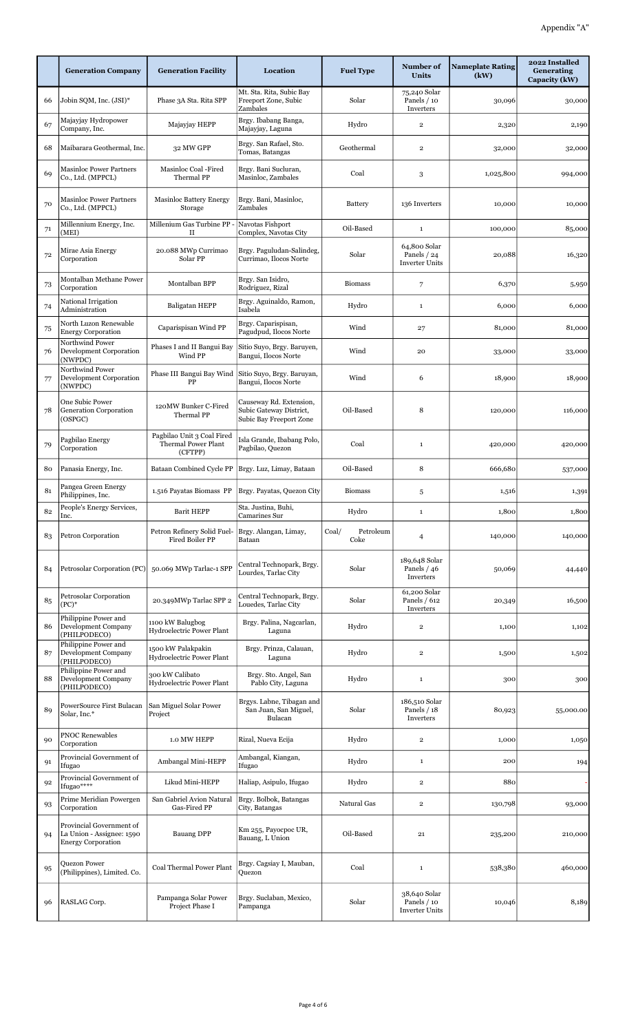Appendix "A"

| | Generation Company | Generation Facility | Location | Fuel Type | Number of Units | Nameplate Rating (kW) | 2022 Installed Generating Capacity (kW) |
|---|---|---|---|---|---|---|---|
| 66 | Jobin SQM, Inc. (JSI)* | Phase 3A Sta. Rita SPP | Mt. Sta. Rita, Subic Bay Freeport Zone, Subic Zambales | Solar | 75,240 Solar Panels / 10 Inverters | 30,096 | 30,000 |
| 67 | Majayjay Hydropower Company, Inc. | Majayjay HEPP | Brgy. Ibabang Banga, Majayjay, Laguna | Hydro | 2 | 2,320 | 2,190 |
| 68 | Maibarara Geothermal, Inc. | 32 MW GPP | Brgy. San Rafael, Sto. Tomas, Batangas | Geothermal | 2 | 32,000 | 32,000 |
| 69 | Masinloc Power Partners Co., Ltd. (MPPCL) | Masinloc Coal -Fired Thermal PP | Brgy. Bani Sucluran, Masinloc, Zambales | Coal | 3 | 1,025,800 | 994,000 |
| 70 | Masinloc Power Partners Co., Ltd. (MPPCL) | Masinloc Battery Energy Storage | Brgy. Bani, Masinloc, Zambales | Battery | 136 Inverters | 10,000 | 10,000 |
| 71 | Millennium Energy, Inc. (MEI) | Millenium Gas Turbine PP - II | Navotas Fishport Complex, Navotas City | Oil-Based | 1 | 100,000 | 85,000 |
| 72 | Mirae Asia Energy Corporation | 20.088 MWp Currimao Solar PP | Brgy. Paguludan-Salindeg, Currimao, Ilocos Norte | Solar | 64,800 Solar Panels / 24 Inverter Units | 20,088 | 16,320 |
| 73 | Montalban Methane Power Corporation | Montalban BPP | Brgy. San Isidro, Rodriguez, Rizal | Biomass | 7 | 6,370 | 5,950 |
| 74 | National Irrigation Administration | Baligatan HEPP | Brgy. Aguinaldo, Ramon, Isabela | Hydro | 1 | 6,000 | 6,000 |
| 75 | North Luzon Renewable Energy Corporation | Caparispisan Wind PP | Brgy. Caparispisan, Pagudpud, Ilocos Norte | Wind | 27 | 81,000 | 81,000 |
| 76 | Northwind Power Development Corporation (NWPDC) | Phases I and II Bangui Bay Wind PP | Sitio Suyo, Brgy. Baruyen, Bangui, Ilocos Norte | Wind | 20 | 33,000 | 33,000 |
| 77 | Northwind Power Development Corporation (NWPDC) | Phase III Bangui Bay Wind PP | Sitio Suyo, Brgy. Baruyan, Bangui, Ilocos Norte | Wind | 6 | 18,900 | 18,900 |
| 78 | One Subic Power Generation Corporation (OSPGC) | 120MW Bunker C-Fired Thermal PP | Causeway Rd. Extension, Subic Gateway District, Subic Bay Freeport Zone | Oil-Based | 8 | 120,000 | 116,000 |
| 79 | Pagbilao Energy Corporation | Pagbilao Unit 3 Coal Fired Thermal Power Plant (CFTPP) | Isla Grande, Ibabang Polo, Pagbilao, Quezon | Coal | 1 | 420,000 | 420,000 |
| 80 | Panasia Energy, Inc. | Bataan Combined Cycle PP | Brgy. Luz, Limay, Bataan | Oil-Based | 8 | 666,680 | 537,000 |
| 81 | Pangea Green Energy Philippines, Inc. | 1.516 Payatas Biomass PP | Brgy. Payatas, Quezon City | Biomass | 5 | 1,516 | 1,391 |
| 82 | People's Energy Services, Inc. | Barit HEPP | Sta. Justina, Buhi, Camarines Sur | Hydro | 1 | 1,800 | 1,800 |
| 83 | Petron Corporation | Petron Refinery Solid Fuel-Fired Boiler PP | Brgy. Alangan, Limay, Bataan | Coal/ Petroleum Coke | 4 | 140,000 | 140,000 |
| 84 | Petrosolar Corporation (PC) | 50.069 MWp Tarlac-1 SPP | Central Technopark, Brgy. Lourdes, Tarlac City | Solar | 189,648 Solar Panels / 46 Inverters | 50,069 | 44,440 |
| 85 | Petrosolar Corporation (PC)* | 20.349MWp Tarlac SPP 2 | Central Technopark, Brgy. Louedes, Tarlac City | Solar | 61,200 Solar Panels / 612 Inverters | 20,349 | 16,500 |
| 86 | Philippine Power and Development Company (PHILPODECO) | 1100 kW Balugbog Hydroelectric Power Plant | Brgy. Palina, Nagcarlan, Laguna | Hydro | 2 | 1,100 | 1,102 |
| 87 | Philippine Power and Development Company (PHILPODECO) | 1500 kW Palakpakin Hydroelectric Power Plant | Brgy. Prinza, Calauan, Laguna | Hydro | 2 | 1,500 | 1,502 |
| 88 | Philippine Power and Development Company (PHILPODECO) | 300 kW Calibato Hydroelectric Power Plant | Brgy. Sto. Angel, San Pablo City, Laguna | Hydro | 1 | 300 | 300 |
| 89 | PowerSource First Bulacan Solar, Inc.* | San Miguel Solar Power Project | Brgys. Labne, Tibagan and San Juan, San Miguel, Bulacan | Solar | 186,510 Solar Panels / 18 Inverters | 80,923 | 55,000.00 |
| 90 | PNOC Renewables Corporation | 1.0 MW HEPP | Rizal, Nueva Ecija | Hydro | 2 | 1,000 | 1,050 |
| 91 | Provincial Government of Ifugao | Ambangal Mini-HEPP | Ambangal, Kiangan, Ifugao | Hydro | 1 | 200 | 194 |
| 92 | Provincial Government of Ifugao**** | Likud Mini-HEPP | Haliap, Asipulo, Ifugao | Hydro | 2 | 880 | - |
| 93 | Prime Meridian Powergen Corporation | San Gabriel Avion Natural Gas-Fired PP | Brgy. Bolbok, Batangas City, Batangas | Natural Gas | 2 | 130,798 | 93,000 |
| 94 | Provincial Government of La Union - Assignee: 1590 Energy Corporation | Bauang DPP | Km 255, Payocpoc UR, Bauang, L Union | Oil-Based | 21 | 235,200 | 210,000 |
| 95 | Quezon Power (Philippines), Limited. Co. | Coal Thermal Power Plant | Brgy. Cagsiay I, Mauban, Quezon | Coal | 1 | 538,380 | 460,000 |
| 96 | RASLAG Corp. | Pampanga Solar Power Project Phase I | Brgy. Suclaban, Mexico, Pampanga | Solar | 38,640 Solar Panels / 10 Inverter Units | 10,046 | 8,189 |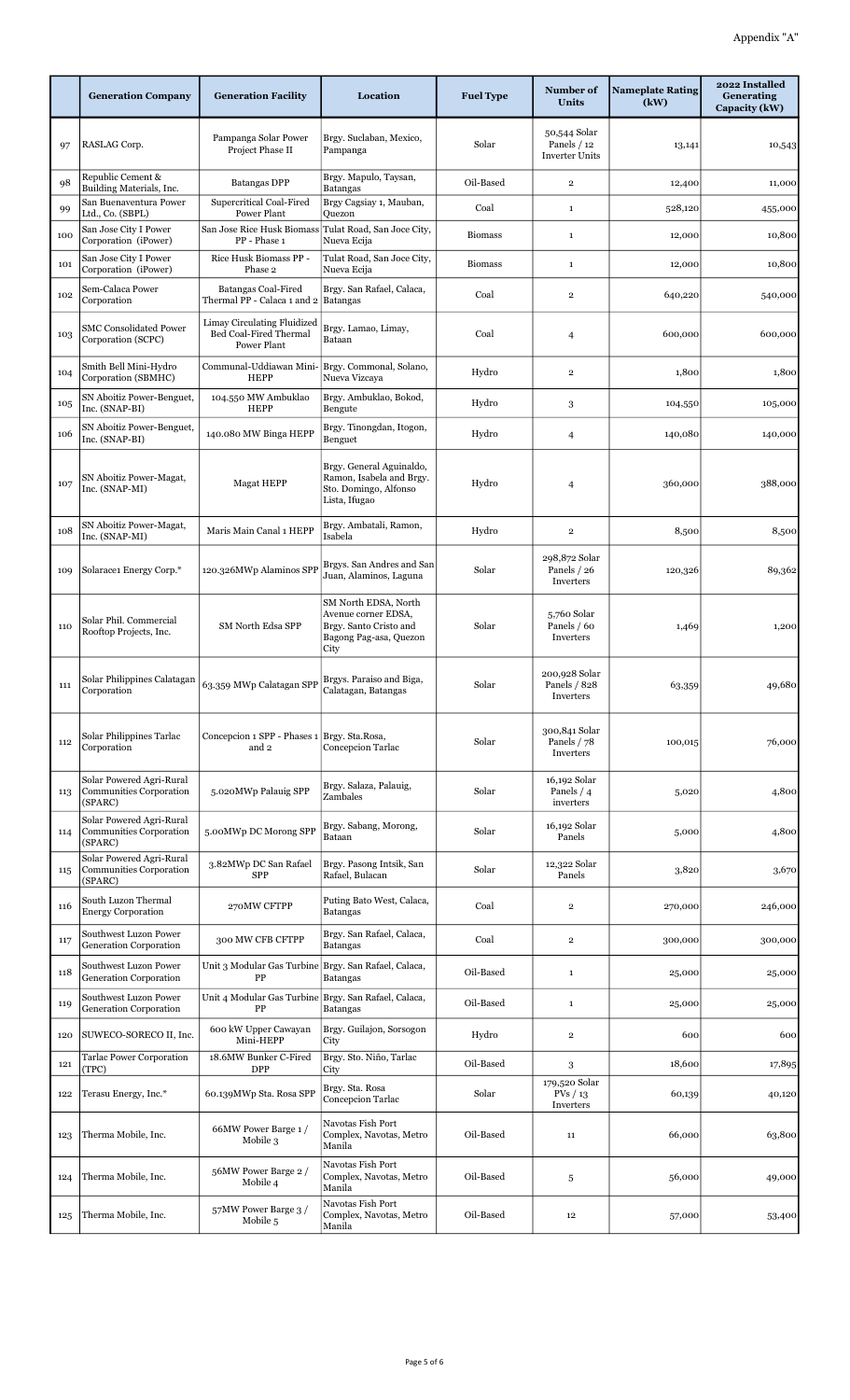Appendix "A"

| | Generation Company | Generation Facility | Location | Fuel Type | Number of Units | Nameplate Rating (kW) | 2022 Installed Generating Capacity (kW) |
|---|---|---|---|---|---|---|---|
| 97 | RASLAG Corp. | Pampanga Solar Power Project Phase II | Brgy. Suclaban, Mexico, Pampanga | Solar | 50,544 Solar Panels / 12 Inverter Units | 13,141 | 10,543 |
| 98 | Republic Cement & Building Materials, Inc. | Batangas DPP | Brgy. Mapulo, Taysan, Batangas | Oil-Based | 2 | 12,400 | 11,000 |
| 99 | San Buenaventura Power Ltd., Co. (SBPL) | Supercritical Coal-Fired Power Plant | Brgy Cagsiay 1, Mauban, Quezon | Coal | 1 | 528,120 | 455,000 |
| 100 | San Jose City I Power Corporation (iPower) | San Jose Rice Husk Biomass PP - Phase 1 | Tulat Road, San Joce City, Nueva Ecija | Biomass | 1 | 12,000 | 10,800 |
| 101 | San Jose City I Power Corporation (iPower) | Rice Husk Biomass PP - Phase 2 | Tulat Road, San Joce City, Nueva Ecija | Biomass | 1 | 12,000 | 10,800 |
| 102 | Sem-Calaca Power Corporation | Batangas Coal-Fired Thermal PP - Calaca 1 and 2 | Brgy. San Rafael, Calaca, Batangas | Coal | 2 | 640,220 | 540,000 |
| 103 | SMC Consolidated Power Corporation (SCPC) | Limay Circulating Fluidized Bed Coal-Fired Thermal Power Plant | Brgy. Lamao, Limay, Bataan | Coal | 4 | 600,000 | 600,000 |
| 104 | Smith Bell Mini-Hydro Corporation (SBMHC) | Communal-Uddiawan Mini-HEPP | Brgy. Commonal, Solano, Nueva Vizcaya | Hydro | 2 | 1,800 | 1,800 |
| 105 | SN Aboitiz Power-Benguet, Inc. (SNAP-BI) | 104.550 MW Ambuklao HEPP | Brgy. Ambuklao, Bokod, Bengute | Hydro | 3 | 104,550 | 105,000 |
| 106 | SN Aboitiz Power-Benguet, Inc. (SNAP-BI) | 140.080 MW Binga HEPP | Brgy. Tinongdan, Itogon, Benguet | Hydro | 4 | 140,080 | 140,000 |
| 107 | SN Aboitiz Power-Magat, Inc. (SNAP-MI) | Magat HEPP | Brgy. General Aguinaldo, Ramon, Isabela and Brgy. Sto. Domingo, Alfonso Lista, Ifugao | Hydro | 4 | 360,000 | 388,000 |
| 108 | SN Aboitiz Power-Magat, Inc. (SNAP-MI) | Maris Main Canal 1 HEPP | Brgy. Ambatali, Ramon, Isabela | Hydro | 2 | 8,500 | 8,500 |
| 109 | Solarace1 Energy Corp.* | 120.326MWp Alaminos SPP | Brgys. San Andres and San Juan, Alaminos, Laguna | Solar | 298,872 Solar Panels / 26 Inverters | 120,326 | 89,362 |
| 110 | Solar Phil. Commercial Rooftop Projects, Inc. | SM North Edsa SPP | SM North EDSA, North Avenue corner EDSA, Brgy. Santo Cristo and Bagong Pag-asa, Quezon City | Solar | 5,760 Solar Panels / 60 Inverters | 1,469 | 1,200 |
| 111 | Solar Philippines Calatagan Corporation | 63.359 MWp Calatagan SPP | Brgys. Paraiso and Biga, Calatagan, Batangas | Solar | 200,928 Solar Panels / 828 Inverters | 63,359 | 49,680 |
| 112 | Solar Philippines Tarlac Corporation | Concepcion 1 SPP - Phases 1 and 2 | Brgy. Sta.Rosa, Concepcion Tarlac | Solar | 300,841 Solar Panels / 78 Inverters | 100,015 | 76,000 |
| 113 | Solar Powered Agri-Rural Communities Corporation (SPARC) | 5.020MWp Palauig SPP | Brgy. Salaza, Palauig, Zambales | Solar | 16,192 Solar Panels / 4 inverters | 5,020 | 4,800 |
| 114 | Solar Powered Agri-Rural Communities Corporation (SPARC) | 5.00MWp DC Morong SPP | Brgy. Sabang, Morong, Bataan | Solar | 16,192 Solar Panels | 5,000 | 4,800 |
| 115 | Solar Powered Agri-Rural Communities Corporation (SPARC) | 3.82MWp DC San Rafael SPP | Brgy. Pasong Intsik, San Rafael, Bulacan | Solar | 12,322 Solar Panels | 3,820 | 3,670 |
| 116 | South Luzon Thermal Energy Corporation | 270MW CFTPP | Puting Bato West, Calaca, Batangas | Coal | 2 | 270,000 | 246,000 |
| 117 | Southwest Luzon Power Generation Corporation | 300 MW CFB CFTPP | Brgy. San Rafael, Calaca, Batangas | Coal | 2 | 300,000 | 300,000 |
| 118 | Southwest Luzon Power Generation Corporation | Unit 3 Modular Gas Turbine PP | Brgy. San Rafael, Calaca, Batangas | Oil-Based | 1 | 25,000 | 25,000 |
| 119 | Southwest Luzon Power Generation Corporation | Unit 4 Modular Gas Turbine PP | Brgy. San Rafael, Calaca, Batangas | Oil-Based | 1 | 25,000 | 25,000 |
| 120 | SUWECO-SORECO II, Inc. | 600 kW Upper Cawayan Mini-HEPP | Brgy. Guilajon, Sorsogon City | Hydro | 2 | 600 | 600 |
| 121 | Tarlac Power Corporation (TPC) | 18.6MW Bunker C-Fired DPP | Brgy. Sto. Niño, Tarlac City | Oil-Based | 3 | 18,600 | 17,895 |
| 122 | Terasu Energy, Inc.* | 60.139MWp Sta. Rosa SPP | Brgy. Sta. Rosa Concepcion Tarlac | Solar | 179,520 Solar PVs / 13 Inverters | 60,139 | 40,120 |
| 123 | Therma Mobile, Inc. | 66MW Power Barge 1 / Mobile 3 | Navotas Fish Port Complex, Navotas, Metro Manila | Oil-Based | 11 | 66,000 | 63,800 |
| 124 | Therma Mobile, Inc. | 56MW Power Barge 2 / Mobile 4 | Navotas Fish Port Complex, Navotas, Metro Manila | Oil-Based | 5 | 56,000 | 49,000 |
| 125 | Therma Mobile, Inc. | 57MW Power Barge 3 / Mobile 5 | Navotas Fish Port Complex, Navotas, Metro Manila | Oil-Based | 12 | 57,000 | 53,400 |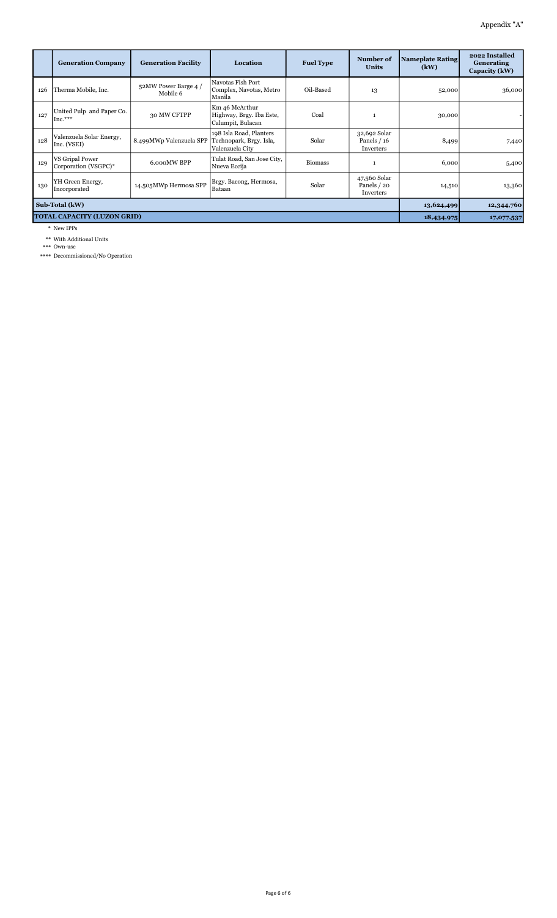Appendix "A"

| | Generation Company | Generation Facility | Location | Fuel Type | Number of Units | Nameplate Rating (kW) | 2022 Installed Generating Capacity (kW) |
|---|---|---|---|---|---|---|---|
| 126 | Therma Mobile, Inc. | 52MW Power Barge 4 / Mobile 6 | Navotas Fish Port Complex, Navotas, Metro Manila | Oil-Based | 13 | 52,000 | 36,000 |
| 127 | United Pulp and Paper Co. Inc.*** | 30 MW CFTPP | Km 46 McArthur Highway, Brgy. Iba Este, Calumpit, Bulacan | Coal | 1 | 30,000 | - |
| 128 | Valenzuela Solar Energy, Inc. (VSEI) | 8.499MWp Valenzuela SPP | 198 Isla Road, Planters Technopark, Brgy. Isla, Valenzuela City | Solar | 32,692 Solar Panels / 16 Inverters | 8,499 | 7,440 |
| 129 | VS Gripal Power Corporation (VSGPC)* | 6.000MW BPP | Tulat Road, San Jose City, Nueva Eccija | Biomass | 1 | 6,000 | 5,400 |
| 130 | YH Green Energy, Incorporated | 14.505MWp Hermosa SPP | Brgy. Bacong, Hermosa, Bataan | Solar | 47,560 Solar Panels / 20 Inverters | 14,510 | 13,360 |
| **Sub-Total (kW)** | | | | | | **13,624,499** | **12,344,760** |
| **TOTAL CAPACITY (LUZON GRID)** | | | | | | **18,434,975** | **17,077,537** |

\* New IPPs

** With Additional Units

*** Own-use

**** Decommissioned/No Operation